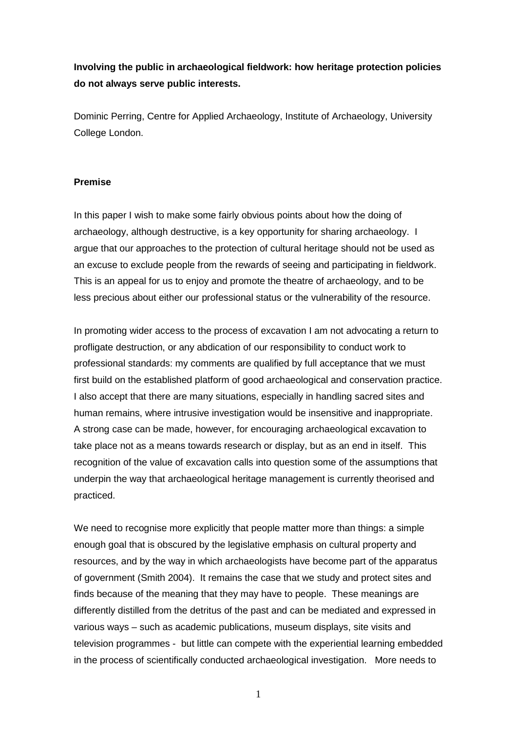**Involving the public in archaeological fieldwork: how heritage protection policies do not always serve public interests.**

Dominic Perring, Centre for Applied Archaeology, Institute of Archaeology, University College London.

**Premise**

In this paper I wish to make some fairly obvious points about how the doing of archaeology, although destructive, is a key opportunity for sharing archaeology. I argue that our approaches to the protection of cultural heritage should not be used as an excuse to exclude people from the rewards of seeing and participating in fieldwork. This is an appeal for us to enjoy and promote the theatre of archaeology, and to be less precious about either our professional status or the vulnerability of the resource.

In promoting wider access to the process of excavation I am not advocating a return to profligate destruction, or any abdication of our responsibility to conduct work to professional standards: my comments are qualified by full acceptance that we must first build on the established platform of good archaeological and conservation practice. I also accept that there are many situations, especially in handling sacred sites and human remains, where intrusive investigation would be insensitive and inappropriate. A strong case can be made, however, for encouraging archaeological excavation to take place not as a means towards research or display, but as an end in itself. This recognition of the value of excavation calls into question some of the assumptions that underpin the way that archaeological heritage management is currently theorised and practiced.

We need to recognise more explicitly that people matter more than things: a simple enough goal that is obscured by the legislative emphasis on cultural property and resources, and by the way in which archaeologists have become part of the apparatus of government (Smith 2004). It remains the case that we study and protect sites and finds because of the meaning that they may have to people. These meanings are differently distilled from the detritus of the past and can be mediated and expressed in various ways – such as academic publications, museum displays, site visits and television programmes - but little can compete with the experiential learning embedded in the process of scientifically conducted archaeological investigation. More needs to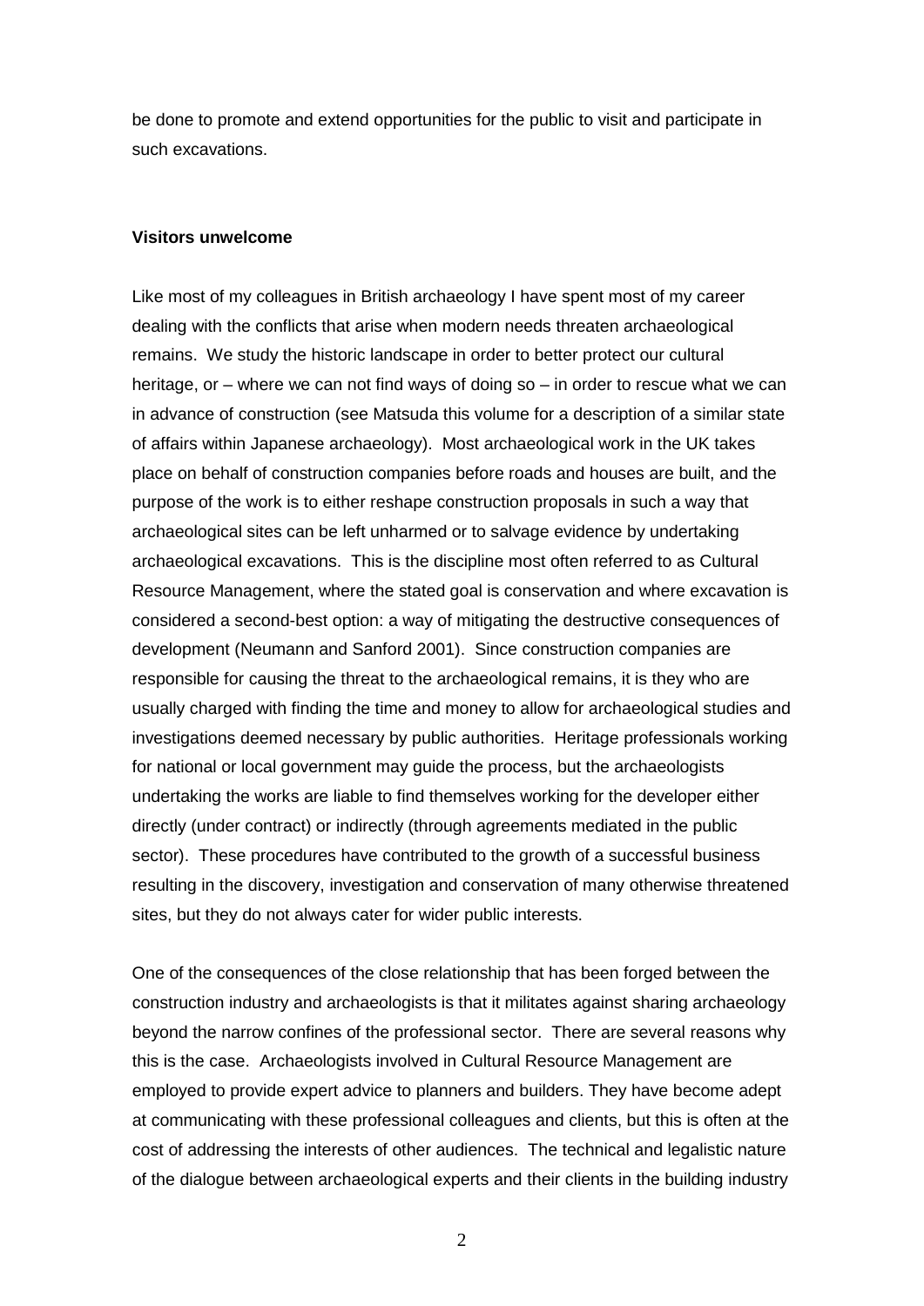be done to promote and extend opportunities for the public to visit and participate in such excavations.

**Visitors unwelcome**

Like most of my colleagues in British archaeology I have spent most of my career dealing with the conflicts that arise when modern needs threaten archaeological remains. We study the historic landscape in order to better protect our cultural heritage, or – where we can not find ways of doing so – in order to rescue what we can in advance of construction (see Matsuda this volume for a description of a similar state of affairs within Japanese archaeology). Most archaeological work in the UK takes place on behalf of construction companies before roads and houses are built, and the purpose of the work is to either reshape construction proposals in such a way that archaeological sites can be left unharmed or to salvage evidence by undertaking archaeological excavations. This is the discipline most often referred to as Cultural Resource Management, where the stated goal is conservation and where excavation is considered a second-best option: a way of mitigating the destructive consequences of development (Neumann and Sanford 2001). Since construction companies are responsible for causing the threat to the archaeological remains, it is they who are usually charged with finding the time and money to allow for archaeological studies and investigations deemed necessary by public authorities. Heritage professionals working for national or local government may guide the process, but the archaeologists undertaking the works are liable to find themselves working for the developer either directly (under contract) or indirectly (through agreements mediated in the public sector). These procedures have contributed to the growth of a successful business resulting in the discovery, investigation and conservation of many otherwise threatened sites, but they do not always cater for wider public interests.

One of the consequences of the close relationship that has been forged between the construction industry and archaeologists is that it militates against sharing archaeology beyond the narrow confines of the professional sector. There are several reasons why this is the case. Archaeologists involved in Cultural Resource Management are employed to provide expert advice to planners and builders. They have become adept at communicating with these professional colleagues and clients, but this is often at the cost of addressing the interests of other audiences. The technical and legalistic nature of the dialogue between archaeological experts and their clients in the building industry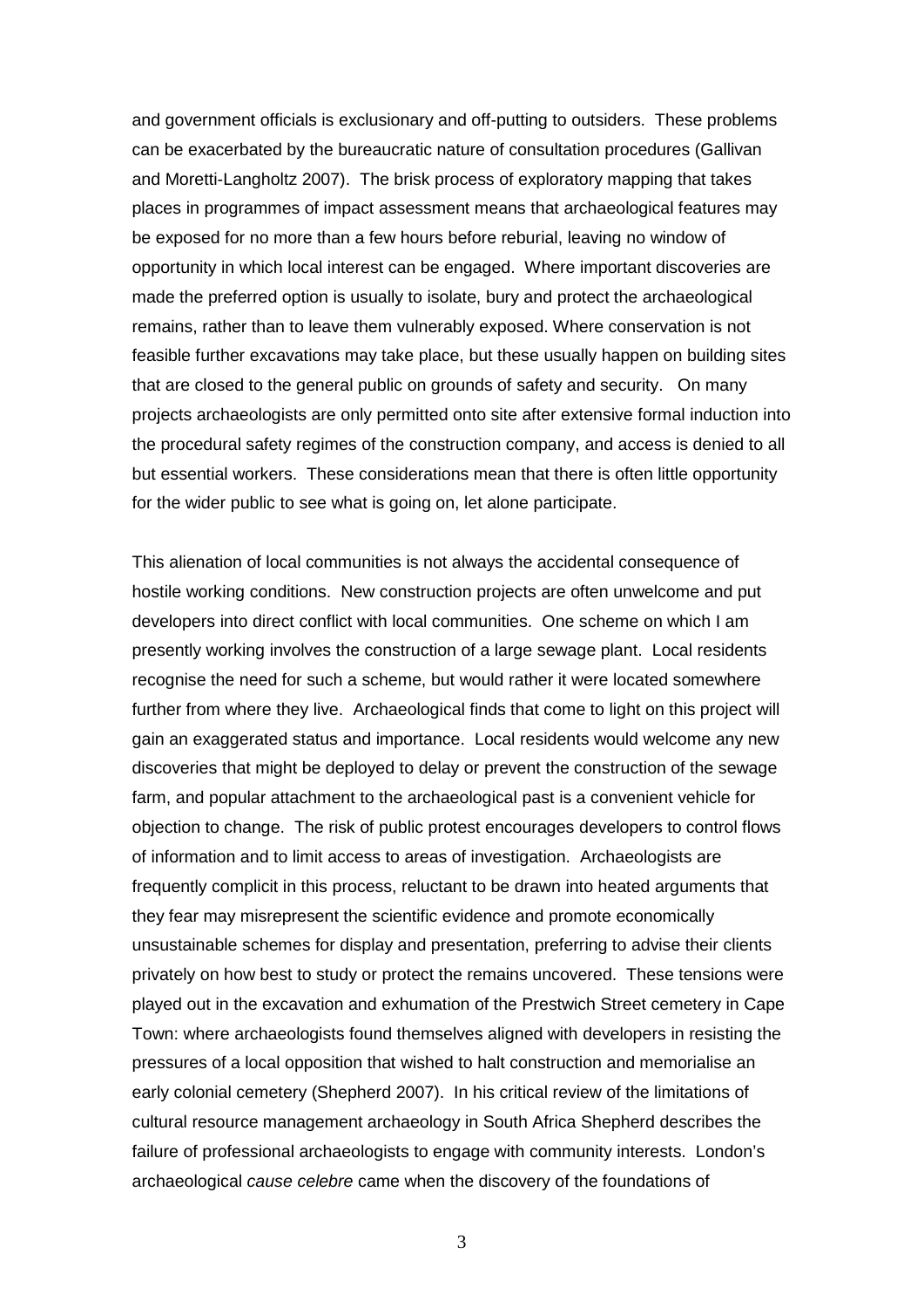and government officials is exclusionary and off-putting to outsiders. These problems can be exacerbated by the bureaucratic nature of consultation procedures (Gallivan and Moretti-Langholtz 2007). The brisk process of exploratory mapping that takes places in programmes of impact assessment means that archaeological features may be exposed for no more than a few hours before reburial, leaving no window of opportunity in which local interest can be engaged. Where important discoveries are made the preferred option is usually to isolate, bury and protect the archaeological remains, rather than to leave them vulnerably exposed. Where conservation is not feasible further excavations may take place, but these usually happen on building sites that are closed to the general public on grounds of safety and security. On many projects archaeologists are only permitted onto site after extensive formal induction into the procedural safety regimes of the construction company, and access is denied to all but essential workers. These considerations mean that there is often little opportunity for the wider public to see what is going on, let alone participate.

This alienation of local communities is not always the accidental consequence of hostile working conditions. New construction projects are often unwelcome and put developers into direct conflict with local communities. One scheme on which I am presently working involves the construction of a large sewage plant. Local residents recognise the need for such a scheme, but would rather it were located somewhere further from where they live. Archaeological finds that come to light on this project will gain an exaggerated status and importance. Local residents would welcome any new discoveries that might be deployed to delay or prevent the construction of the sewage farm, and popular attachment to the archaeological past is a convenient vehicle for objection to change. The risk of public protest encourages developers to control flows of information and to limit access to areas of investigation. Archaeologists are frequently complicit in this process, reluctant to be drawn into heated arguments that they fear may misrepresent the scientific evidence and promote economically unsustainable schemes for display and presentation, preferring to advise their clients privately on how best to study or protect the remains uncovered. These tensions were played out in the excavation and exhumation of the Prestwich Street cemetery in Cape Town: where archaeologists found themselves aligned with developers in resisting the pressures of a local opposition that wished to halt construction and memorialise an early colonial cemetery (Shepherd 2007). In his critical review of the limitations of cultural resource management archaeology in South Africa Shepherd describes the failure of professional archaeologists to engage with community interests. London's archaeological *cause celebre* came when the discovery of the foundations of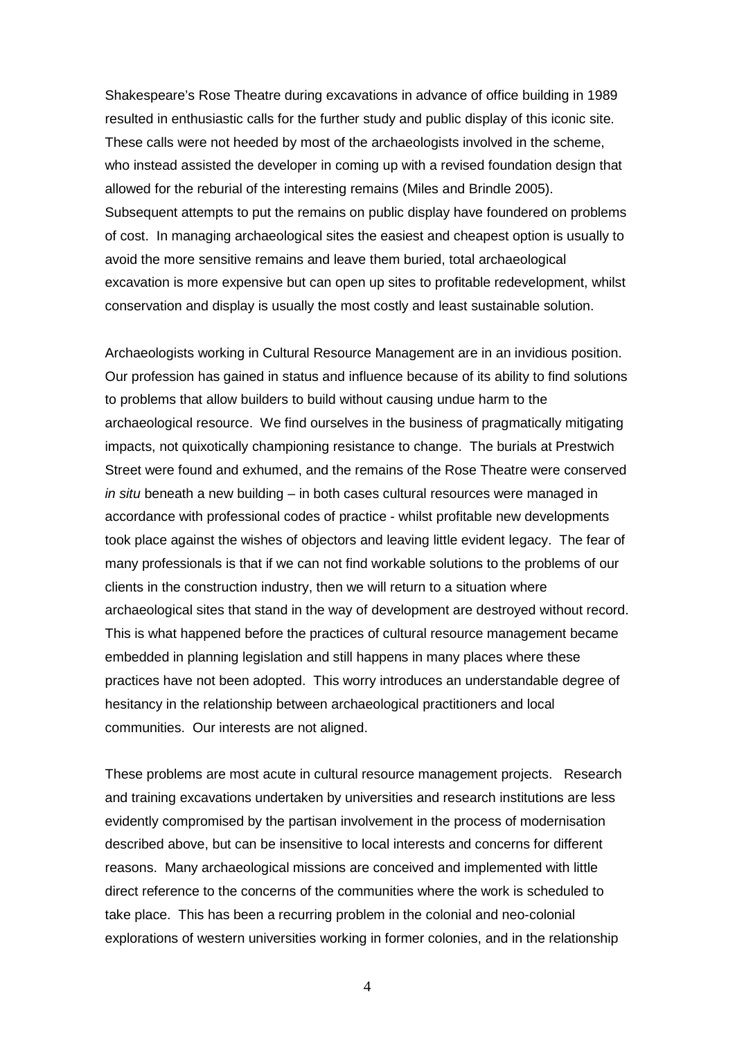Shakespeare's Rose Theatre during excavations in advance of office building in 1989 resulted in enthusiastic calls for the further study and public display of this iconic site. These calls were not heeded by most of the archaeologists involved in the scheme, who instead assisted the developer in coming up with a revised foundation design that allowed for the reburial of the interesting remains (Miles and Brindle 2005). Subsequent attempts to put the remains on public display have foundered on problems of cost. In managing archaeological sites the easiest and cheapest option is usually to avoid the more sensitive remains and leave them buried, total archaeological excavation is more expensive but can open up sites to profitable redevelopment, whilst conservation and display is usually the most costly and least sustainable solution.

Archaeologists working in Cultural Resource Management are in an invidious position. Our profession has gained in status and influence because of its ability to find solutions to problems that allow builders to build without causing undue harm to the archaeological resource. We find ourselves in the business of pragmatically mitigating impacts, not quixotically championing resistance to change. The burials at Prestwich Street were found and exhumed, and the remains of the Rose Theatre were conserved *in situ* beneath a new building – in both cases cultural resources were managed in accordance with professional codes of practice - whilst profitable new developments took place against the wishes of objectors and leaving little evident legacy. The fear of many professionals is that if we can not find workable solutions to the problems of our clients in the construction industry, then we will return to a situation where archaeological sites that stand in the way of development are destroyed without record. This is what happened before the practices of cultural resource management became embedded in planning legislation and still happens in many places where these practices have not been adopted. This worry introduces an understandable degree of hesitancy in the relationship between archaeological practitioners and local communities. Our interests are not aligned.

These problems are most acute in cultural resource management projects. Research and training excavations undertaken by universities and research institutions are less evidently compromised by the partisan involvement in the process of modernisation described above, but can be insensitive to local interests and concerns for different reasons. Many archaeological missions are conceived and implemented with little direct reference to the concerns of the communities where the work is scheduled to take place. This has been a recurring problem in the colonial and neo-colonial explorations of western universities working in former colonies, and in the relationship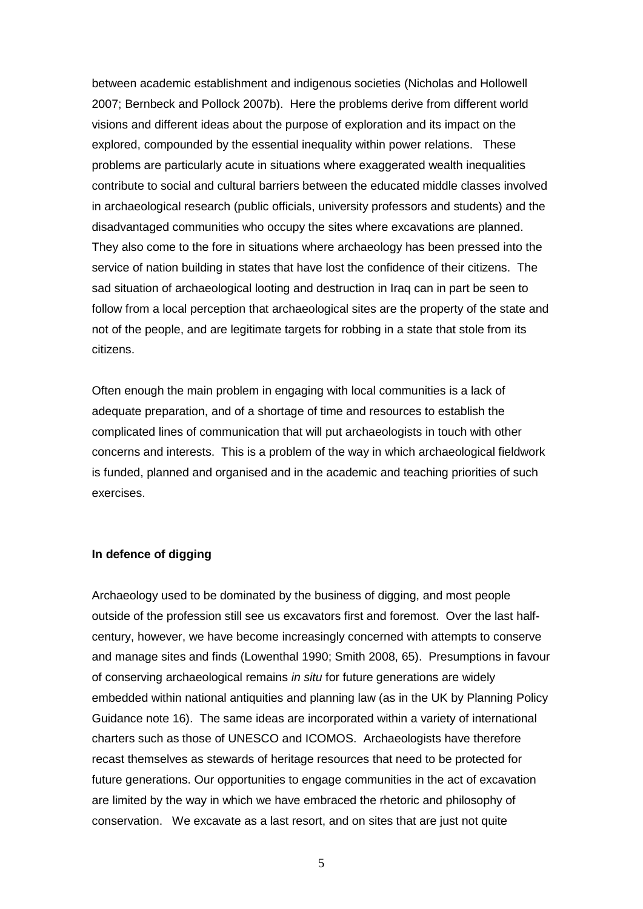between academic establishment and indigenous societies (Nicholas and Hollowell 2007; Bernbeck and Pollock 2007b). Here the problems derive from different world visions and different ideas about the purpose of exploration and its impact on the explored, compounded by the essential inequality within power relations. These problems are particularly acute in situations where exaggerated wealth inequalities contribute to social and cultural barriers between the educated middle classes involved in archaeological research (public officials, university professors and students) and the disadvantaged communities who occupy the sites where excavations are planned. They also come to the fore in situations where archaeology has been pressed into the service of nation building in states that have lost the confidence of their citizens. The sad situation of archaeological looting and destruction in Iraq can in part be seen to follow from a local perception that archaeological sites are the property of the state and not of the people, and are legitimate targets for robbing in a state that stole from its citizens.

Often enough the main problem in engaging with local communities is a lack of adequate preparation, and of a shortage of time and resources to establish the complicated lines of communication that will put archaeologists in touch with other concerns and interests. This is a problem of the way in which archaeological fieldwork is funded, planned and organised and in the academic and teaching priorities of such exercises.

**In defence of digging**

Archaeology used to be dominated by the business of digging, and most people outside of the profession still see us excavators first and foremost. Over the last half-century, however, we have become increasingly concerned with attempts to conserve and manage sites and finds (Lowenthal 1990; Smith 2008, 65). Presumptions in favour of conserving archaeological remains *in situ* for future generations are widely embedded within national antiquities and planning law (as in the UK by Planning Policy Guidance note 16). The same ideas are incorporated within a variety of international charters such as those of UNESCO and ICOMOS. Archaeologists have therefore recast themselves as stewards of heritage resources that need to be protected for future generations. Our opportunities to engage communities in the act of excavation are limited by the way in which we have embraced the rhetoric and philosophy of conservation. We excavate as a last resort, and on sites that are just not quite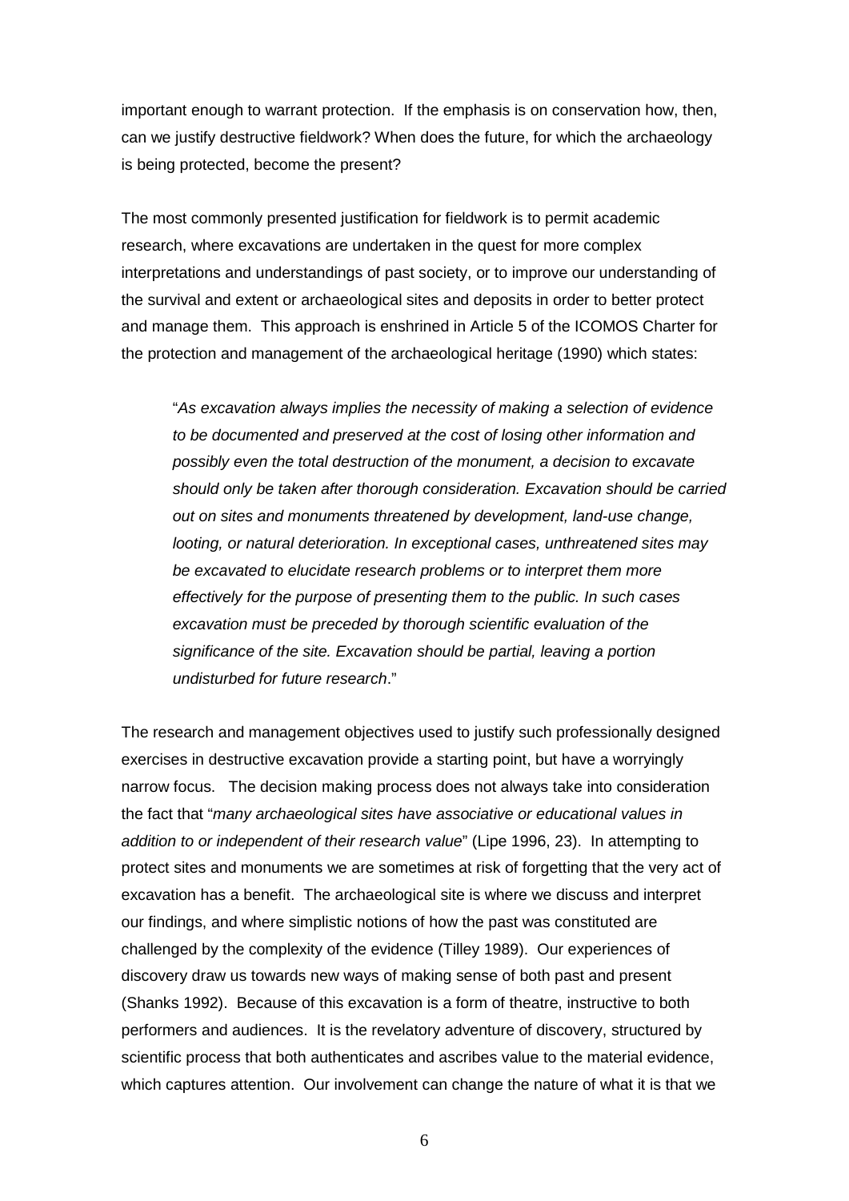important enough to warrant protection. If the emphasis is on conservation how, then, can we justify destructive fieldwork? When does the future, for which the archaeology is being protected, become the present?

The most commonly presented justification for fieldwork is to permit academic research, where excavations are undertaken in the quest for more complex interpretations and understandings of past society, or to improve our understanding of the survival and extent or archaeological sites and deposits in order to better protect and manage them. This approach is enshrined in Article 5 of the ICOMOS Charter for the protection and management of the archaeological heritage (1990) which states:

> "*As excavation always implies the necessity of making a selection of evidence to be documented and preserved at the cost of losing other information and possibly even the total destruction of the monument, a decision to excavate should only be taken after thorough consideration. Excavation should be carried out on sites and monuments threatened by development, land-use change, looting, or natural deterioration. In exceptional cases, unthreatened sites may be excavated to elucidate research problems or to interpret them more effectively for the purpose of presenting them to the public. In such cases excavation must be preceded by thorough scientific evaluation of the significance of the site. Excavation should be partial, leaving a portion undisturbed for future research*."

The research and management objectives used to justify such professionally designed exercises in destructive excavation provide a starting point, but have a worryingly narrow focus. The decision making process does not always take into consideration the fact that "*many archaeological sites have associative or educational values in addition to or independent of their research value*" (Lipe 1996, 23). In attempting to protect sites and monuments we are sometimes at risk of forgetting that the very act of excavation has a benefit. The archaeological site is where we discuss and interpret our findings, and where simplistic notions of how the past was constituted are challenged by the complexity of the evidence (Tilley 1989). Our experiences of discovery draw us towards new ways of making sense of both past and present (Shanks 1992). Because of this excavation is a form of theatre, instructive to both performers and audiences. It is the revelatory adventure of discovery, structured by scientific process that both authenticates and ascribes value to the material evidence, which captures attention. Our involvement can change the nature of what it is that we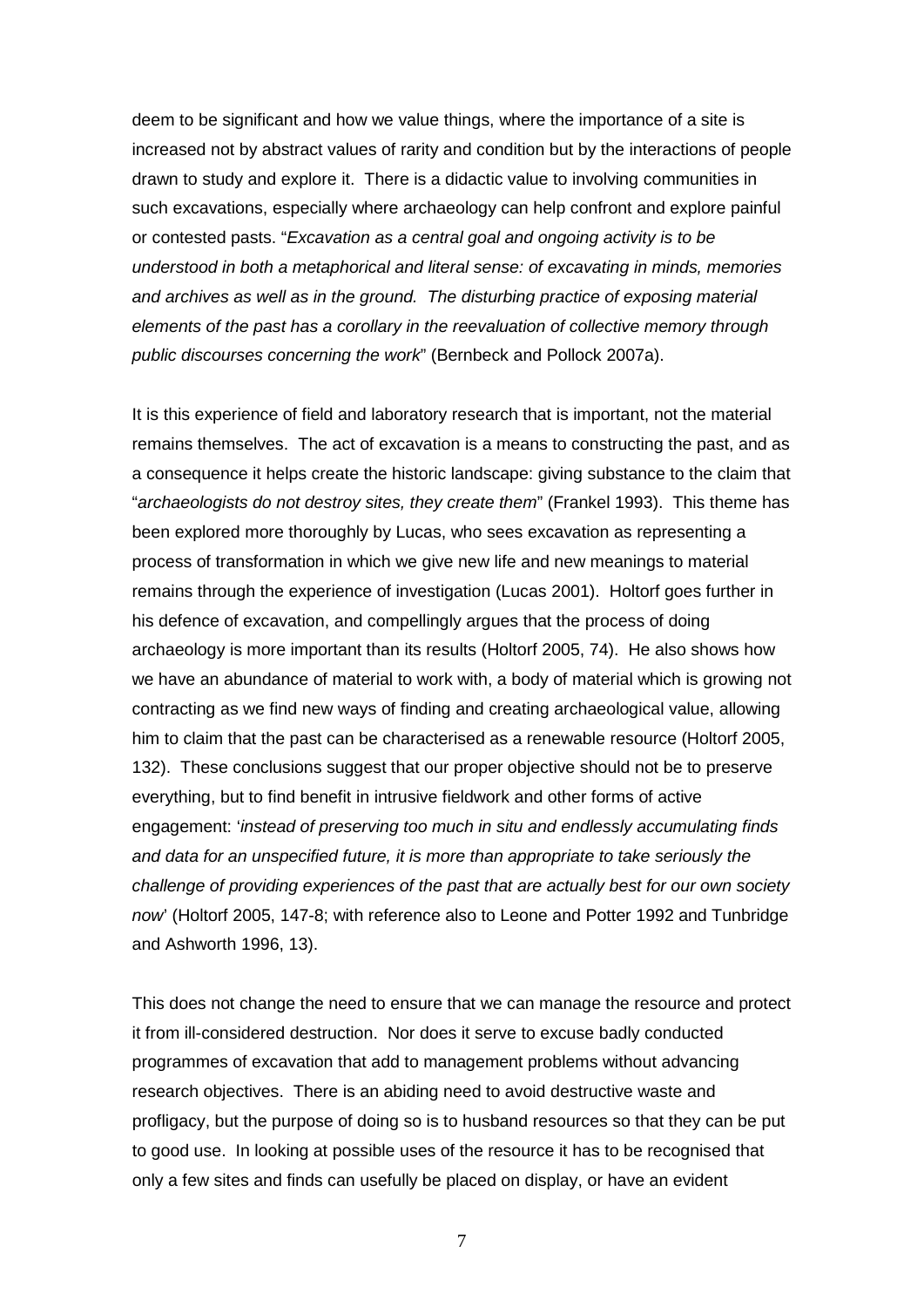deem to be significant and how we value things, where the importance of a site is increased not by abstract values of rarity and condition but by the interactions of people drawn to study and explore it. There is a didactic value to involving communities in such excavations, especially where archaeology can help confront and explore painful or contested pasts. "*Excavation as a central goal and ongoing activity is to be understood in both a metaphorical and literal sense: of excavating in minds, memories and archives as well as in the ground. The disturbing practice of exposing material elements of the past has a corollary in the reevaluation of collective memory through public discourses concerning the work*" (Bernbeck and Pollock 2007a).

It is this experience of field and laboratory research that is important, not the material remains themselves. The act of excavation is a means to constructing the past, and as a consequence it helps create the historic landscape: giving substance to the claim that "*archaeologists do not destroy sites, they create them*" (Frankel 1993). This theme has been explored more thoroughly by Lucas, who sees excavation as representing a process of transformation in which we give new life and new meanings to material remains through the experience of investigation (Lucas 2001). Holtorf goes further in his defence of excavation, and compellingly argues that the process of doing archaeology is more important than its results (Holtorf 2005, 74). He also shows how we have an abundance of material to work with, a body of material which is growing not contracting as we find new ways of finding and creating archaeological value, allowing him to claim that the past can be characterised as a renewable resource (Holtorf 2005, 132). These conclusions suggest that our proper objective should not be to preserve everything, but to find benefit in intrusive fieldwork and other forms of active engagement: '*instead of preserving too much in situ and endlessly accumulating finds and data for an unspecified future, it is more than appropriate to take seriously the challenge of providing experiences of the past that are actually best for our own society now*' (Holtorf 2005, 147-8; with reference also to Leone and Potter 1992 and Tunbridge and Ashworth 1996, 13).

This does not change the need to ensure that we can manage the resource and protect it from ill-considered destruction. Nor does it serve to excuse badly conducted programmes of excavation that add to management problems without advancing research objectives. There is an abiding need to avoid destructive waste and profligacy, but the purpose of doing so is to husband resources so that they can be put to good use. In looking at possible uses of the resource it has to be recognised that only a few sites and finds can usefully be placed on display, or have an evident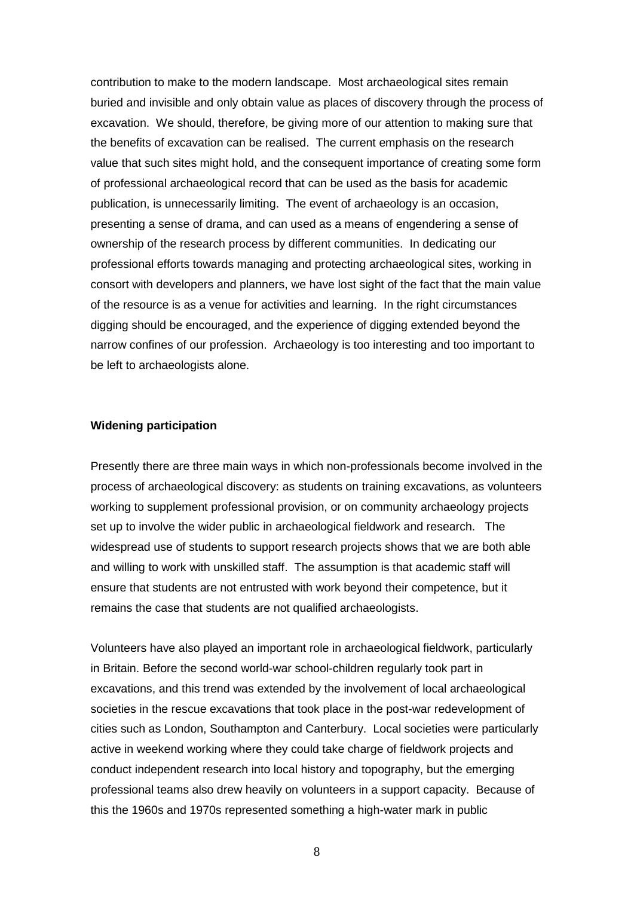contribution to make to the modern landscape. Most archaeological sites remain buried and invisible and only obtain value as places of discovery through the process of excavation. We should, therefore, be giving more of our attention to making sure that the benefits of excavation can be realised. The current emphasis on the research value that such sites might hold, and the consequent importance of creating some form of professional archaeological record that can be used as the basis for academic publication, is unnecessarily limiting. The event of archaeology is an occasion, presenting a sense of drama, and can used as a means of engendering a sense of ownership of the research process by different communities. In dedicating our professional efforts towards managing and protecting archaeological sites, working in consort with developers and planners, we have lost sight of the fact that the main value of the resource is as a venue for activities and learning. In the right circumstances digging should be encouraged, and the experience of digging extended beyond the narrow confines of our profession. Archaeology is too interesting and too important to be left to archaeologists alone.

**Widening participation**

Presently there are three main ways in which non-professionals become involved in the process of archaeological discovery: as students on training excavations, as volunteers working to supplement professional provision, or on community archaeology projects set up to involve the wider public in archaeological fieldwork and research. The widespread use of students to support research projects shows that we are both able and willing to work with unskilled staff. The assumption is that academic staff will ensure that students are not entrusted with work beyond their competence, but it remains the case that students are not qualified archaeologists.

Volunteers have also played an important role in archaeological fieldwork, particularly in Britain. Before the second world-war school-children regularly took part in excavations, and this trend was extended by the involvement of local archaeological societies in the rescue excavations that took place in the post-war redevelopment of cities such as London, Southampton and Canterbury. Local societies were particularly active in weekend working where they could take charge of fieldwork projects and conduct independent research into local history and topography, but the emerging professional teams also drew heavily on volunteers in a support capacity. Because of this the 1960s and 1970s represented something a high-water mark in public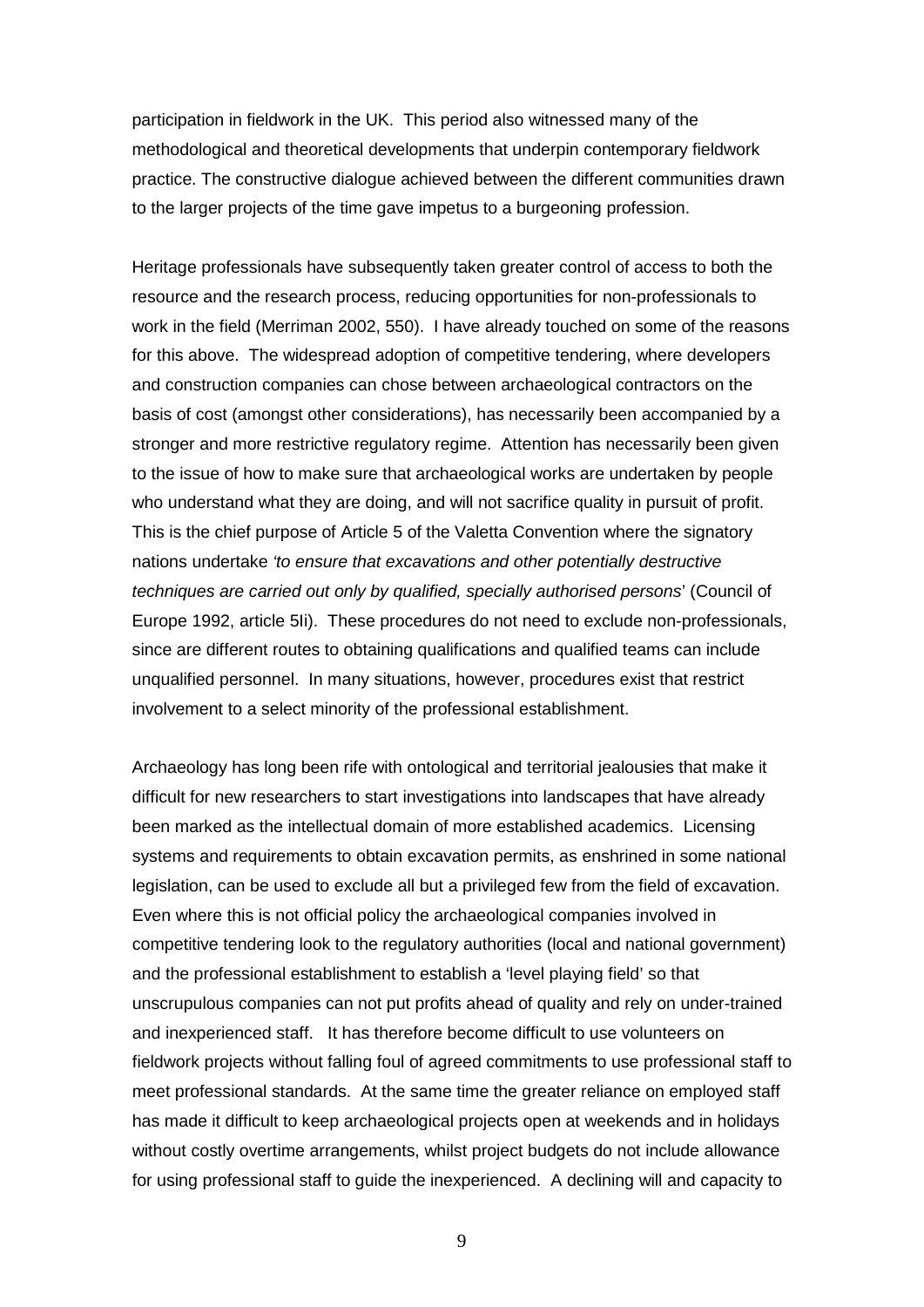participation in fieldwork in the UK. This period also witnessed many of the methodological and theoretical developments that underpin contemporary fieldwork practice. The constructive dialogue achieved between the different communities drawn to the larger projects of the time gave impetus to a burgeoning profession.

Heritage professionals have subsequently taken greater control of access to both the resource and the research process, reducing opportunities for non-professionals to work in the field (Merriman 2002, 550). I have already touched on some of the reasons for this above. The widespread adoption of competitive tendering, where developers and construction companies can chose between archaeological contractors on the basis of cost (amongst other considerations), has necessarily been accompanied by a stronger and more restrictive regulatory regime. Attention has necessarily been given to the issue of how to make sure that archaeological works are undertaken by people who understand what they are doing, and will not sacrifice quality in pursuit of profit. This is the chief purpose of Article 5 of the Valetta Convention where the signatory nations undertake *'to ensure that excavations and other potentially destructive techniques are carried out only by qualified, specially authorised persons*' (Council of Europe 1992, article 5Ii). These procedures do not need to exclude non-professionals, since are different routes to obtaining qualifications and qualified teams can include unqualified personnel. In many situations, however, procedures exist that restrict involvement to a select minority of the professional establishment.

Archaeology has long been rife with ontological and territorial jealousies that make it difficult for new researchers to start investigations into landscapes that have already been marked as the intellectual domain of more established academics. Licensing systems and requirements to obtain excavation permits, as enshrined in some national legislation, can be used to exclude all but a privileged few from the field of excavation. Even where this is not official policy the archaeological companies involved in competitive tendering look to the regulatory authorities (local and national government) and the professional establishment to establish a 'level playing field' so that unscrupulous companies can not put profits ahead of quality and rely on under-trained and inexperienced staff. It has therefore become difficult to use volunteers on fieldwork projects without falling foul of agreed commitments to use professional staff to meet professional standards. At the same time the greater reliance on employed staff has made it difficult to keep archaeological projects open at weekends and in holidays without costly overtime arrangements, whilst project budgets do not include allowance for using professional staff to guide the inexperienced. A declining will and capacity to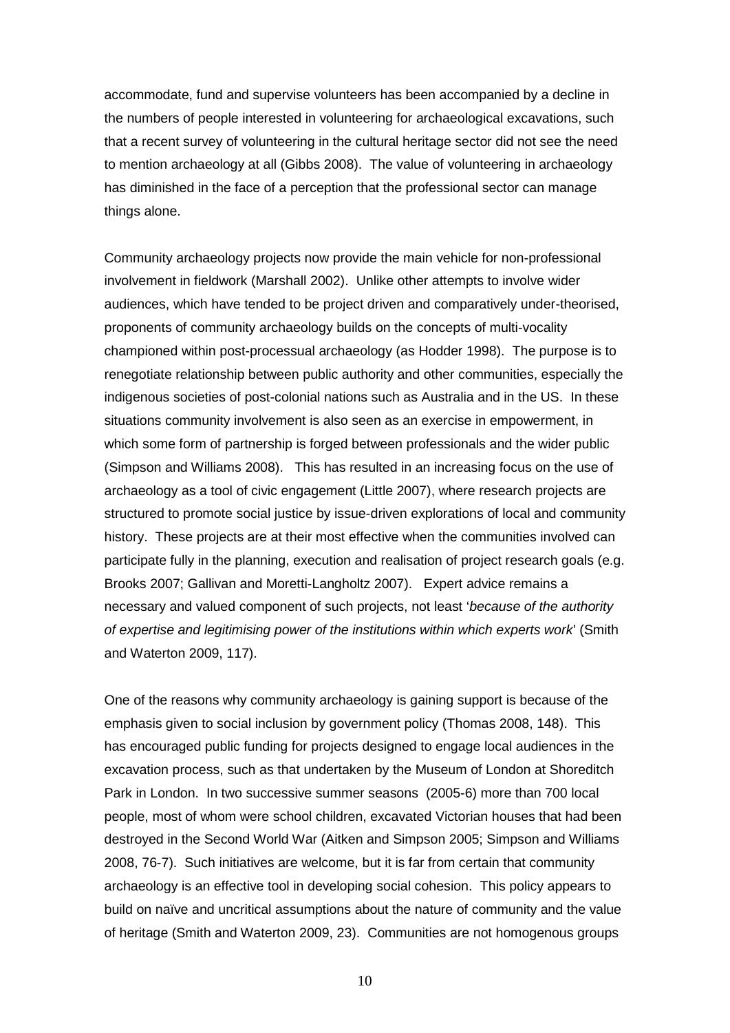accommodate, fund and supervise volunteers has been accompanied by a decline in the numbers of people interested in volunteering for archaeological excavations, such that a recent survey of volunteering in the cultural heritage sector did not see the need to mention archaeology at all (Gibbs 2008). The value of volunteering in archaeology has diminished in the face of a perception that the professional sector can manage things alone.

Community archaeology projects now provide the main vehicle for non-professional involvement in fieldwork (Marshall 2002). Unlike other attempts to involve wider audiences, which have tended to be project driven and comparatively under-theorised, proponents of community archaeology builds on the concepts of multi-vocality championed within post-processual archaeology (as Hodder 1998). The purpose is to renegotiate relationship between public authority and other communities, especially the indigenous societies of post-colonial nations such as Australia and in the US. In these situations community involvement is also seen as an exercise in empowerment, in which some form of partnership is forged between professionals and the wider public (Simpson and Williams 2008). This has resulted in an increasing focus on the use of archaeology as a tool of civic engagement (Little 2007), where research projects are structured to promote social justice by issue-driven explorations of local and community history. These projects are at their most effective when the communities involved can participate fully in the planning, execution and realisation of project research goals (e.g. Brooks 2007; Gallivan and Moretti-Langholtz 2007). Expert advice remains a necessary and valued component of such projects, not least '*because of the authority of expertise and legitimising power of the institutions within which experts work*' (Smith and Waterton 2009, 117).

One of the reasons why community archaeology is gaining support is because of the emphasis given to social inclusion by government policy (Thomas 2008, 148). This has encouraged public funding for projects designed to engage local audiences in the excavation process, such as that undertaken by the Museum of London at Shoreditch Park in London. In two successive summer seasons (2005-6) more than 700 local people, most of whom were school children, excavated Victorian houses that had been destroyed in the Second World War (Aitken and Simpson 2005; Simpson and Williams 2008, 76-7). Such initiatives are welcome, but it is far from certain that community archaeology is an effective tool in developing social cohesion. This policy appears to build on naïve and uncritical assumptions about the nature of community and the value of heritage (Smith and Waterton 2009, 23). Communities are not homogenous groups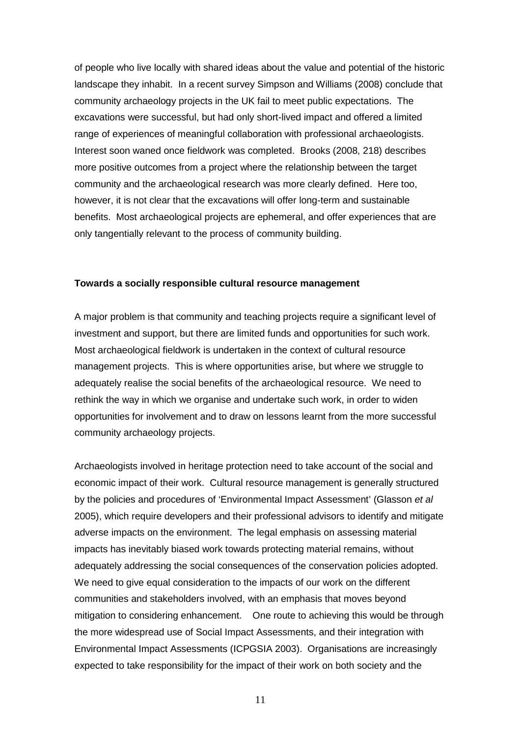of people who live locally with shared ideas about the value and potential of the historic landscape they inhabit. In a recent survey Simpson and Williams (2008) conclude that community archaeology projects in the UK fail to meet public expectations. The excavations were successful, but had only short-lived impact and offered a limited range of experiences of meaningful collaboration with professional archaeologists. Interest soon waned once fieldwork was completed. Brooks (2008, 218) describes more positive outcomes from a project where the relationship between the target community and the archaeological research was more clearly defined. Here too, however, it is not clear that the excavations will offer long-term and sustainable benefits. Most archaeological projects are ephemeral, and offer experiences that are only tangentially relevant to the process of community building.

**Towards a socially responsible cultural resource management**

A major problem is that community and teaching projects require a significant level of investment and support, but there are limited funds and opportunities for such work. Most archaeological fieldwork is undertaken in the context of cultural resource management projects. This is where opportunities arise, but where we struggle to adequately realise the social benefits of the archaeological resource. We need to rethink the way in which we organise and undertake such work, in order to widen opportunities for involvement and to draw on lessons learnt from the more successful community archaeology projects.

Archaeologists involved in heritage protection need to take account of the social and economic impact of their work. Cultural resource management is generally structured by the policies and procedures of 'Environmental Impact Assessment' (Glasson *et al* 2005), which require developers and their professional advisors to identify and mitigate adverse impacts on the environment. The legal emphasis on assessing material impacts has inevitably biased work towards protecting material remains, without adequately addressing the social consequences of the conservation policies adopted. We need to give equal consideration to the impacts of our work on the different communities and stakeholders involved, with an emphasis that moves beyond mitigation to considering enhancement. One route to achieving this would be through the more widespread use of Social Impact Assessments, and their integration with Environmental Impact Assessments (ICPGSIA 2003). Organisations are increasingly expected to take responsibility for the impact of their work on both society and the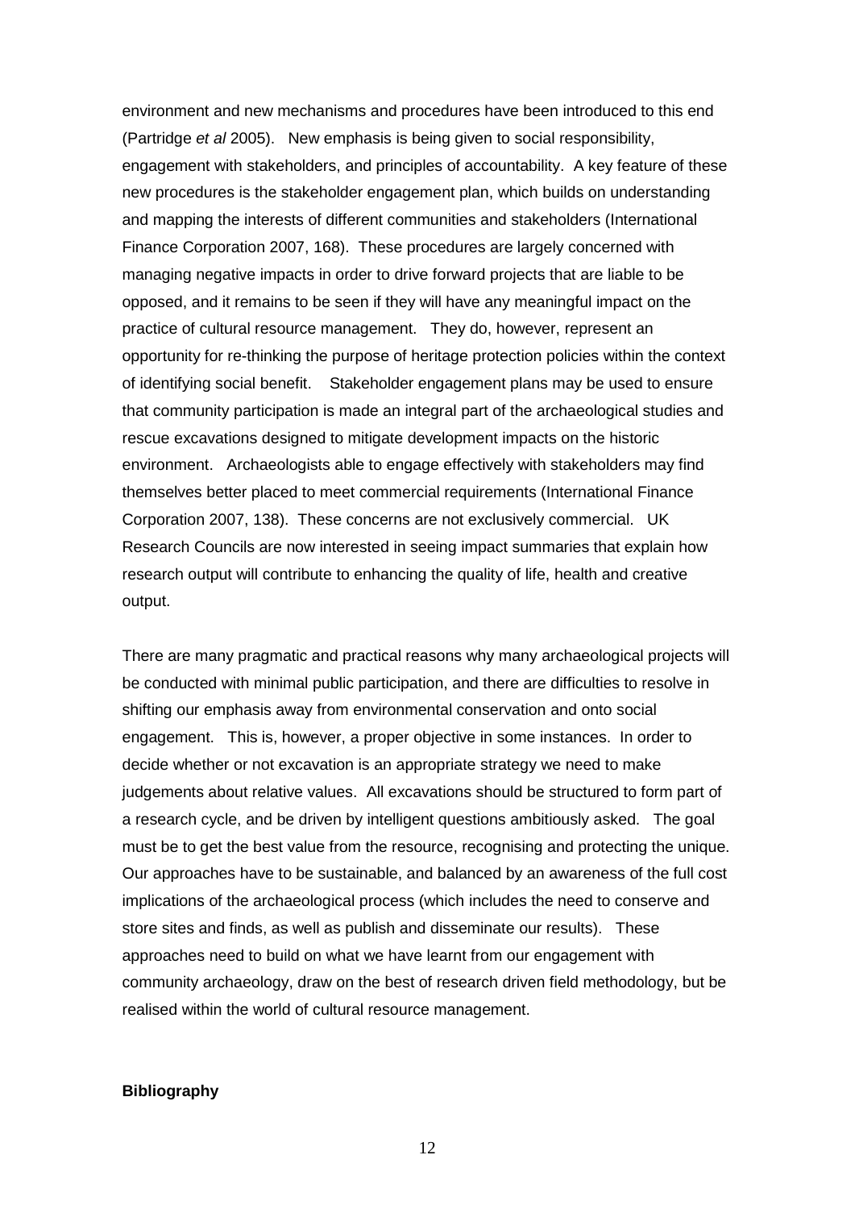environment and new mechanisms and procedures have been introduced to this end (Partridge *et al* 2005). New emphasis is being given to social responsibility, engagement with stakeholders, and principles of accountability. A key feature of these new procedures is the stakeholder engagement plan, which builds on understanding and mapping the interests of different communities and stakeholders (International Finance Corporation 2007, 168). These procedures are largely concerned with managing negative impacts in order to drive forward projects that are liable to be opposed, and it remains to be seen if they will have any meaningful impact on the practice of cultural resource management. They do, however, represent an opportunity for re-thinking the purpose of heritage protection policies within the context of identifying social benefit. Stakeholder engagement plans may be used to ensure that community participation is made an integral part of the archaeological studies and rescue excavations designed to mitigate development impacts on the historic environment. Archaeologists able to engage effectively with stakeholders may find themselves better placed to meet commercial requirements (International Finance Corporation 2007, 138). These concerns are not exclusively commercial. UK Research Councils are now interested in seeing impact summaries that explain how research output will contribute to enhancing the quality of life, health and creative output.

There are many pragmatic and practical reasons why many archaeological projects will be conducted with minimal public participation, and there are difficulties to resolve in shifting our emphasis away from environmental conservation and onto social engagement. This is, however, a proper objective in some instances. In order to decide whether or not excavation is an appropriate strategy we need to make judgements about relative values. All excavations should be structured to form part of a research cycle, and be driven by intelligent questions ambitiously asked. The goal must be to get the best value from the resource, recognising and protecting the unique. Our approaches have to be sustainable, and balanced by an awareness of the full cost implications of the archaeological process (which includes the need to conserve and store sites and finds, as well as publish and disseminate our results). These approaches need to build on what we have learnt from our engagement with community archaeology, draw on the best of research driven field methodology, but be realised within the world of cultural resource management.

**Bibliography**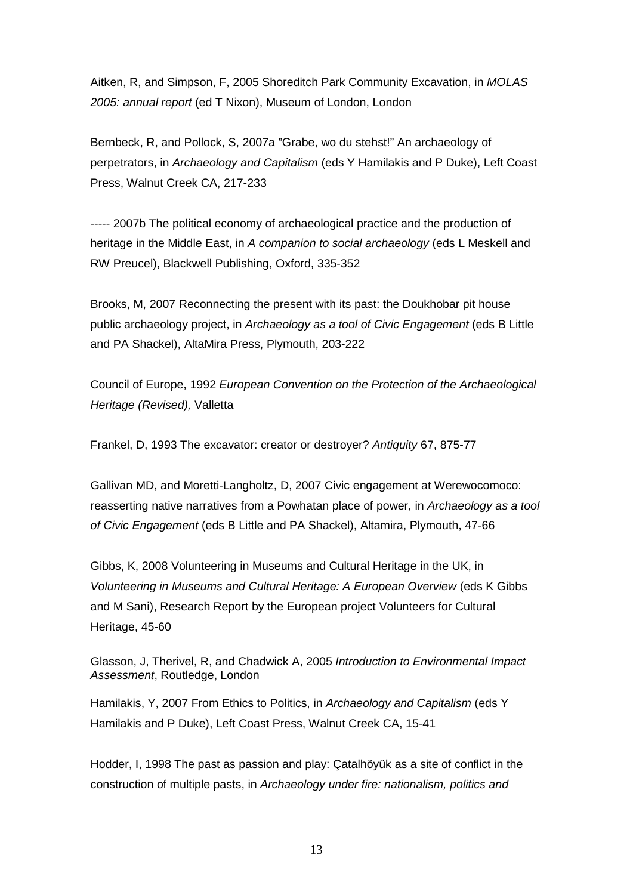Aitken, R, and Simpson, F, 2005 Shoreditch Park Community Excavation, in *MOLAS 2005: annual report* (ed T Nixon), Museum of London, London

Bernbeck, R, and Pollock, S, 2007a "Grabe, wo du stehst!" An archaeology of perpetrators, in *Archaeology and Capitalism* (eds Y Hamilakis and P Duke), Left Coast Press, Walnut Creek CA, 217-233

----- 2007b The political economy of archaeological practice and the production of heritage in the Middle East, in *A companion to social archaeology* (eds L Meskell and RW Preucel), Blackwell Publishing, Oxford, 335-352

Brooks, M, 2007 Reconnecting the present with its past: the Doukhobar pit house public archaeology project, in *Archaeology as a tool of Civic Engagement* (eds B Little and PA Shackel), AltaMira Press, Plymouth, 203-222

Council of Europe, 1992 *European Convention on the Protection of the Archaeological Heritage (Revised),* Valletta

Frankel, D, 1993 The excavator: creator or destroyer? *Antiquity* 67, 875-77

Gallivan MD, and Moretti-Langholtz, D, 2007 Civic engagement at Werewocomoco: reasserting native narratives from a Powhatan place of power, in *Archaeology as a tool of Civic Engagement* (eds B Little and PA Shackel), Altamira, Plymouth, 47-66

Gibbs, K, 2008 Volunteering in Museums and Cultural Heritage in the UK, in *Volunteering in Museums and Cultural Heritage: A European Overview* (eds K Gibbs and M Sani), Research Report by the European project Volunteers for Cultural Heritage, 45-60

Glasson, J, Therivel, R, and Chadwick A, 2005 *Introduction to Environmental Impact Assessment*, Routledge, London

Hamilakis, Y, 2007 From Ethics to Politics, in *Archaeology and Capitalism* (eds Y Hamilakis and P Duke), Left Coast Press, Walnut Creek CA, 15-41

Hodder, I, 1998 The past as passion and play: Çatalhöyük as a site of conflict in the construction of multiple pasts, in *Archaeology under fire: nationalism, politics and*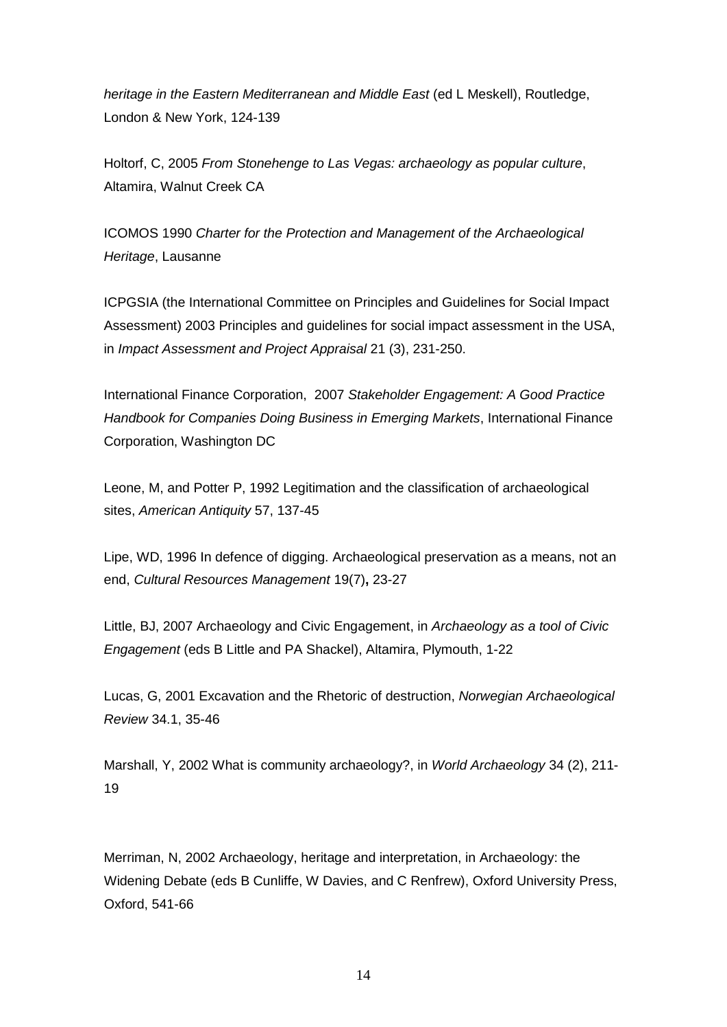*heritage in the Eastern Mediterranean and Middle East* (ed L Meskell), Routledge, London & New York, 124-139

Holtorf, C, 2005 *From Stonehenge to Las Vegas: archaeology as popular culture*, Altamira, Walnut Creek CA

ICOMOS 1990 *Charter for the Protection and Management of the Archaeological Heritage*, Lausanne

ICPGSIA (the International Committee on Principles and Guidelines for Social Impact Assessment) 2003 Principles and guidelines for social impact assessment in the USA, in *Impact Assessment and Project Appraisal* 21 (3), 231-250.

International Finance Corporation, 2007 *Stakeholder Engagement: A Good Practice Handbook for Companies Doing Business in Emerging Markets*, International Finance Corporation, Washington DC

Leone, M, and Potter P, 1992 Legitimation and the classification of archaeological sites, *American Antiquity* 57, 137-45

Lipe, WD, 1996 In defence of digging. Archaeological preservation as a means, not an end, *Cultural Resources Management* 19(7)**,** 23-27

Little, BJ, 2007 Archaeology and Civic Engagement, in *Archaeology as a tool of Civic Engagement* (eds B Little and PA Shackel), Altamira, Plymouth, 1-22

Lucas, G, 2001 Excavation and the Rhetoric of destruction, *Norwegian Archaeological Review* 34.1, 35-46

Marshall, Y, 2002 What is community archaeology?, in *World Archaeology* 34 (2), 211-19

Merriman, N, 2002 Archaeology, heritage and interpretation, in Archaeology: the Widening Debate (eds B Cunliffe, W Davies, and C Renfrew), Oxford University Press, Oxford, 541-66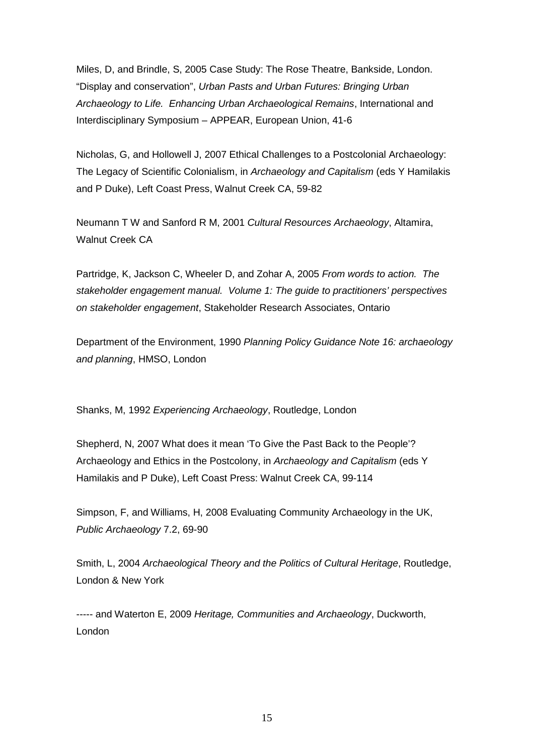Miles, D, and Brindle, S, 2005 Case Study: The Rose Theatre, Bankside, London. "Display and conservation", *Urban Pasts and Urban Futures: Bringing Urban Archaeology to Life. Enhancing Urban Archaeological Remains*, International and Interdisciplinary Symposium – APPEAR, European Union, 41-6

Nicholas, G, and Hollowell J, 2007 Ethical Challenges to a Postcolonial Archaeology: The Legacy of Scientific Colonialism, in *Archaeology and Capitalism* (eds Y Hamilakis and P Duke), Left Coast Press, Walnut Creek CA, 59-82

Neumann T W and Sanford R M, 2001 *Cultural Resources Archaeology*, Altamira, Walnut Creek CA

Partridge, K, Jackson C, Wheeler D, and Zohar A, 2005 *From words to action. The stakeholder engagement manual. Volume 1: The guide to practitioners' perspectives on stakeholder engagement*, Stakeholder Research Associates, Ontario

Department of the Environment, 1990 *Planning Policy Guidance Note 16: archaeology and planning*, HMSO, London

Shanks, M, 1992 *Experiencing Archaeology*, Routledge, London

Shepherd, N, 2007 What does it mean 'To Give the Past Back to the People'? Archaeology and Ethics in the Postcolony, in *Archaeology and Capitalism* (eds Y Hamilakis and P Duke), Left Coast Press: Walnut Creek CA, 99-114

Simpson, F, and Williams, H, 2008 Evaluating Community Archaeology in the UK, *Public Archaeology* 7.2, 69-90

Smith, L, 2004 *Archaeological Theory and the Politics of Cultural Heritage*, Routledge, London & New York

----- and Waterton E, 2009 *Heritage, Communities and Archaeology*, Duckworth, London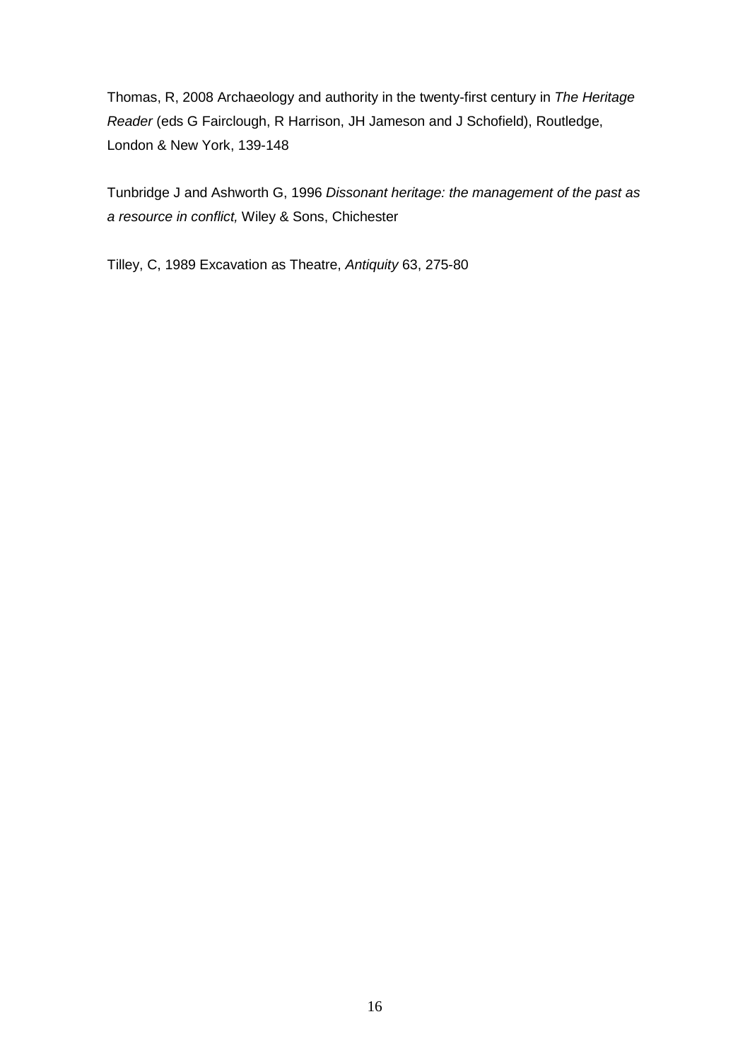Thomas, R, 2008 Archaeology and authority in the twenty-first century in *The Heritage Reader* (eds G Fairclough, R Harrison, JH Jameson and J Schofield), Routledge, London & New York, 139-148

Tunbridge J and Ashworth G, 1996 *Dissonant heritage: the management of the past as a resource in conflict,* Wiley & Sons, Chichester

Tilley, C, 1989 Excavation as Theatre, *Antiquity* 63, 275-80